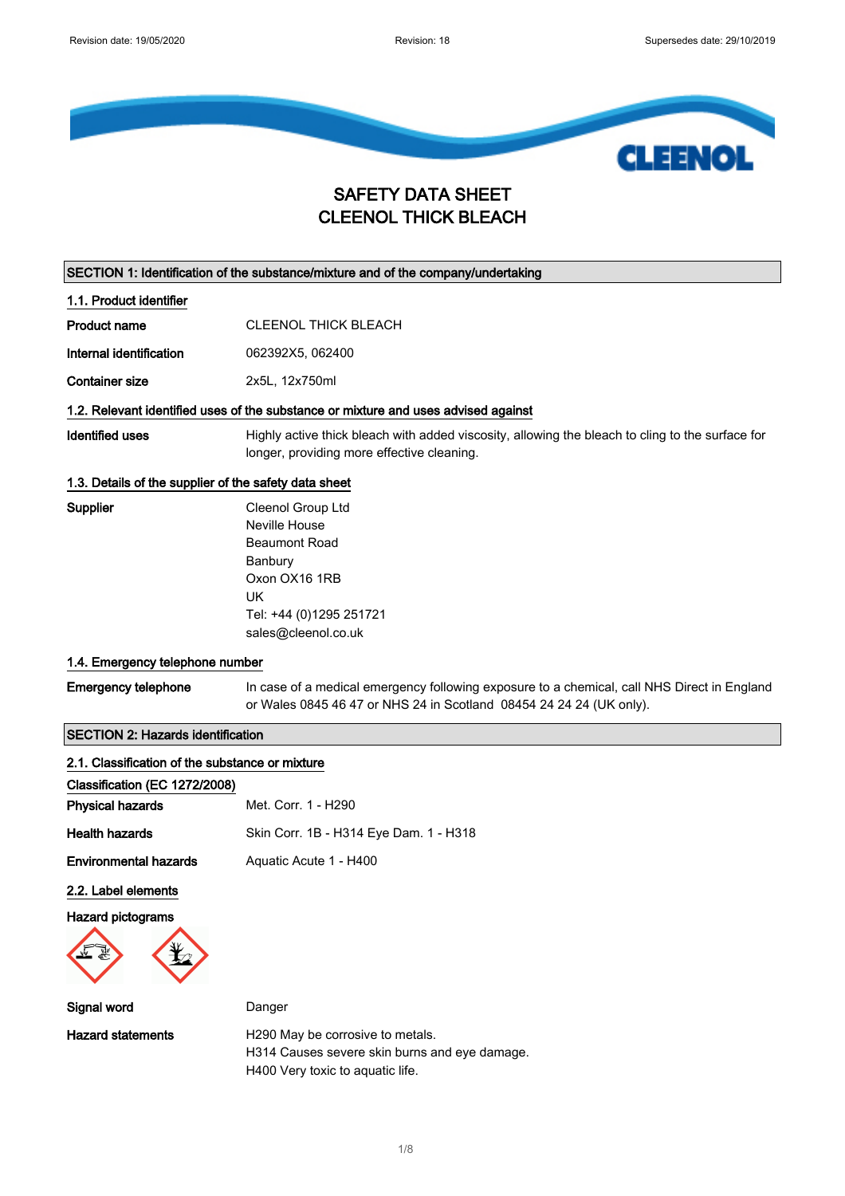# SAFETY DATA SHEET
# CLEENOL THICK BLEACH

## SECTION 1: Identification of the substance/mixture and of the company/undertaking

### 1.1. Product identifier

| | |
|---|---|
| **Product name** | CLEENOL THICK BLEACH |
| **Internal identification** | 062392X5, 062400 |
| **Container size** | 2x5L, 12x750ml |

### 1.2. Relevant identified uses of the substance or mixture and uses advised against

| | |
|---|---|
| **Identified uses** | Highly active thick bleach with added viscosity, allowing the bleach to cling to the surface for longer, providing more effective cleaning. |

### 1.3. Details of the supplier of the safety data sheet

**Supplier**

Cleenol Group Ltd
Neville House
Beaumont Road
Banbury
Oxon OX16 1RB
UK
Tel: +44 (0)1295 251721
sales@cleenol.co.uk

### 1.4. Emergency telephone number

| | |
|---|---|
| **Emergency telephone** | In case of a medical emergency following exposure to a chemical, call NHS Direct in England or Wales 0845 46 47 or NHS 24 in Scotland 08454 24 24 24 (UK only). |

## SECTION 2: Hazards identification

### 2.1. Classification of the substance or mixture

**Classification (EC 1272/2008)**

| | |
|---|---|
| **Physical hazards** | Met. Corr. 1 - H290 |
| **Health hazards** | Skin Corr. 1B - H314 Eye Dam. 1 - H318 |
| **Environmental hazards** | Aquatic Acute 1 - H400 |

### 2.2. Label elements

**Hazard pictograms**

| | |
|---|---|
| **Signal word** | Danger |
| **Hazard statements** | H290 May be corrosive to metals.<br>H314 Causes severe skin burns and eye damage.<br>H400 Very toxic to aquatic life. |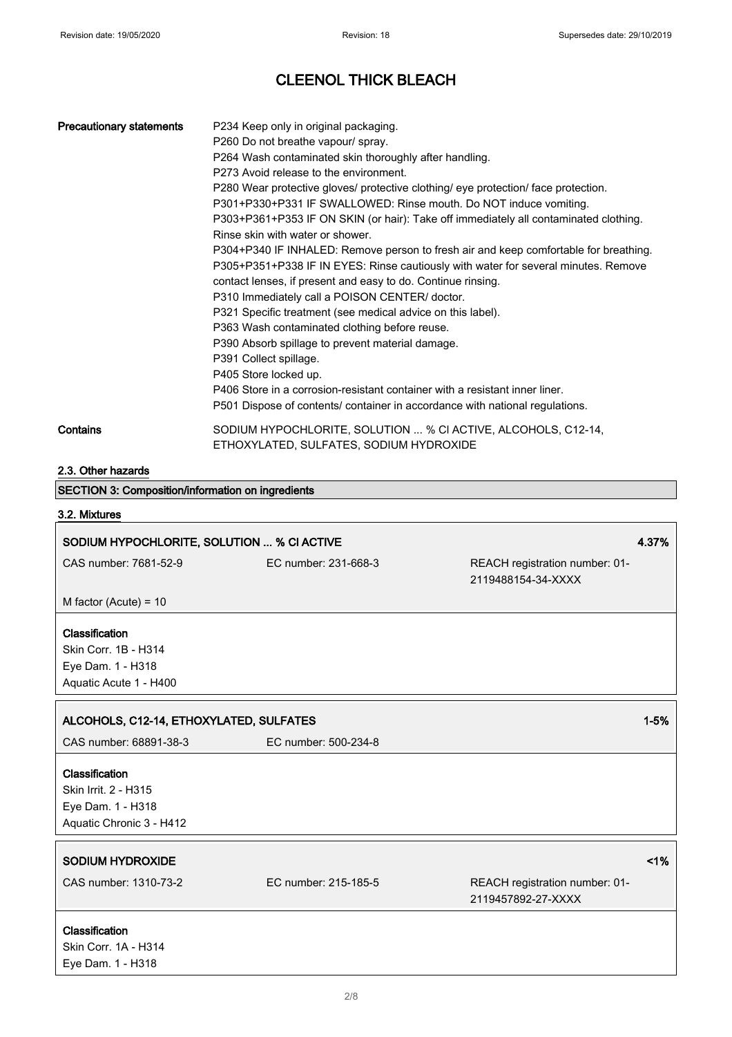# CLEENOL THICK BLEACH

| | |
|---|---|
| **Precautionary statements** | P234 Keep only in original packaging.<br>P260 Do not breathe vapour/ spray.<br>P264 Wash contaminated skin thoroughly after handling.<br>P273 Avoid release to the environment.<br>P280 Wear protective gloves/ protective clothing/ eye protection/ face protection.<br>P301+P330+P331 IF SWALLOWED: Rinse mouth. Do NOT induce vomiting.<br>P303+P361+P353 IF ON SKIN (or hair): Take off immediately all contaminated clothing. Rinse skin with water or shower.<br>P304+P340 IF INHALED: Remove person to fresh air and keep comfortable for breathing.<br>P305+P351+P338 IF IN EYES: Rinse cautiously with water for several minutes. Remove contact lenses, if present and easy to do. Continue rinsing.<br>P310 Immediately call a POISON CENTER/ doctor.<br>P321 Specific treatment (see medical advice on this label).<br>P363 Wash contaminated clothing before reuse.<br>P390 Absorb spillage to prevent material damage.<br>P391 Collect spillage.<br>P405 Store locked up.<br>P406 Store in a corrosion-resistant container with a resistant inner liner.<br>P501 Dispose of contents/ container in accordance with national regulations. |
| **Contains** | SODIUM HYPOCHLORITE, SOLUTION ... % Cl ACTIVE, ALCOHOLS, C12-14, ETHOXYLATED, SULFATES, SODIUM HYDROXIDE |

## 2.3. Other hazards

## SECTION 3: Composition/information on ingredients

### 3.2. Mixtures

**SODIUM HYPOCHLORITE, SOLUTION ... % Cl ACTIVE** — **4.37%**

CAS number: 7681-52-9 | EC number: 231-668-3 | REACH registration number: 01-2119488154-34-XXXX

M factor (Acute) = 10

**Classification**
Skin Corr. 1B - H314
Eye Dam. 1 - H318
Aquatic Acute 1 - H400

**ALCOHOLS, C12-14, ETHOXYLATED, SULFATES** — **1-5%**

CAS number: 68891-38-3 | EC number: 500-234-8

**Classification**
Skin Irrit. 2 - H315
Eye Dam. 1 - H318
Aquatic Chronic 3 - H412

**SODIUM HYDROXIDE** — **<1%**

CAS number: 1310-73-2 | EC number: 215-185-5 | REACH registration number: 01-2119457892-27-XXXX

**Classification**
Skin Corr. 1A - H314
Eye Dam. 1 - H318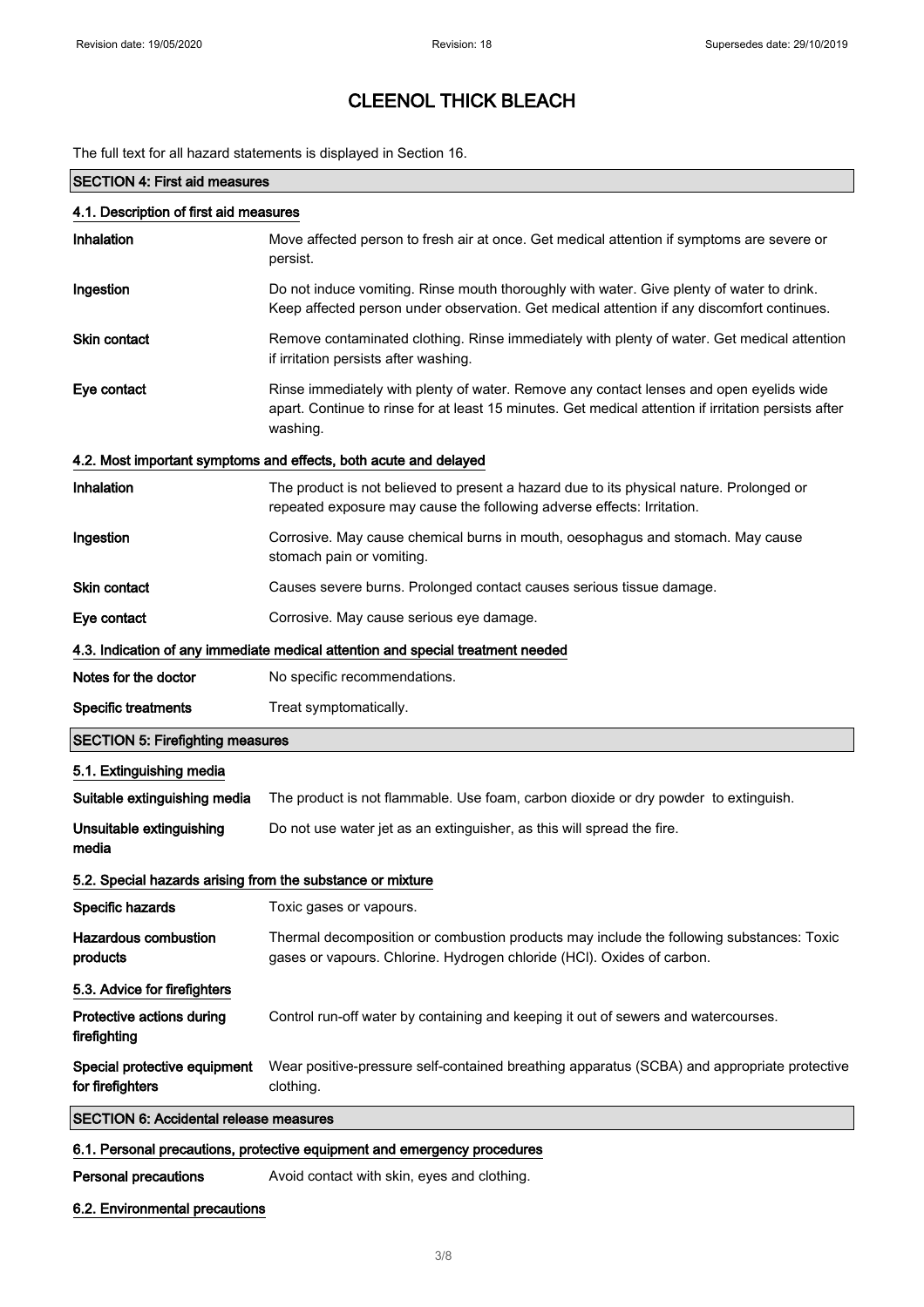# CLEENOL THICK BLEACH

The full text for all hazard statements is displayed in Section 16.

## SECTION 4: First aid measures

### 4.1. Description of first aid measures

| | |
|---|---|
| **Inhalation** | Move affected person to fresh air at once. Get medical attention if symptoms are severe or persist. |
| **Ingestion** | Do not induce vomiting. Rinse mouth thoroughly with water. Give plenty of water to drink. Keep affected person under observation. Get medical attention if any discomfort continues. |
| **Skin contact** | Remove contaminated clothing. Rinse immediately with plenty of water. Get medical attention if irritation persists after washing. |
| **Eye contact** | Rinse immediately with plenty of water. Remove any contact lenses and open eyelids wide apart. Continue to rinse for at least 15 minutes. Get medical attention if irritation persists after washing. |

### 4.2. Most important symptoms and effects, both acute and delayed

| | |
|---|---|
| **Inhalation** | The product is not believed to present a hazard due to its physical nature. Prolonged or repeated exposure may cause the following adverse effects: Irritation. |
| **Ingestion** | Corrosive. May cause chemical burns in mouth, oesophagus and stomach. May cause stomach pain or vomiting. |
| **Skin contact** | Causes severe burns. Prolonged contact causes serious tissue damage. |
| **Eye contact** | Corrosive. May cause serious eye damage. |

### 4.3. Indication of any immediate medical attention and special treatment needed

| | |
|---|---|
| **Notes for the doctor** | No specific recommendations. |
| **Specific treatments** | Treat symptomatically. |

## SECTION 5: Firefighting measures

### 5.1. Extinguishing media

| | |
|---|---|
| **Suitable extinguishing media** | The product is not flammable. Use foam, carbon dioxide or dry powder to extinguish. |
| **Unsuitable extinguishing media** | Do not use water jet as an extinguisher, as this will spread the fire. |

### 5.2. Special hazards arising from the substance or mixture

| | |
|---|---|
| **Specific hazards** | Toxic gases or vapours. |
| **Hazardous combustion products** | Thermal decomposition or combustion products may include the following substances: Toxic gases or vapours. Chlorine. Hydrogen chloride (HCl). Oxides of carbon. |

### 5.3. Advice for firefighters

| | |
|---|---|
| **Protective actions during firefighting** | Control run-off water by containing and keeping it out of sewers and watercourses. |
| **Special protective equipment for firefighters** | Wear positive-pressure self-contained breathing apparatus (SCBA) and appropriate protective clothing. |

## SECTION 6: Accidental release measures

### 6.1. Personal precautions, protective equipment and emergency procedures

| | |
|---|---|
| **Personal precautions** | Avoid contact with skin, eyes and clothing. |

### 6.2. Environmental precautions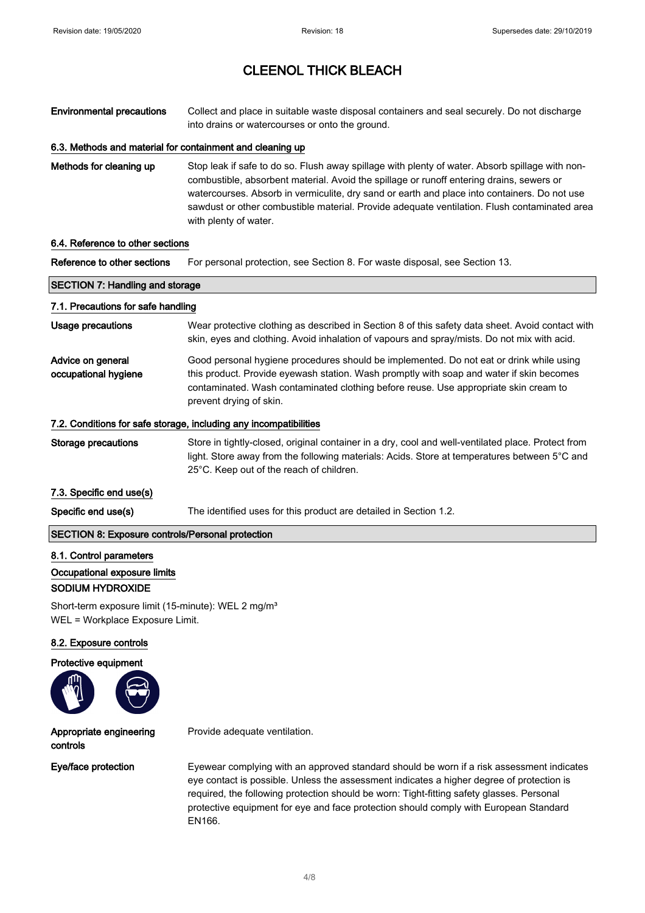# CLEENOL THICK BLEACH

**Environmental precautions** Collect and place in suitable waste disposal containers and seal securely. Do not discharge into drains or watercourses or onto the ground.

### 6.3. Methods and material for containment and cleaning up

**Methods for cleaning up** Stop leak if safe to do so. Flush away spillage with plenty of water. Absorb spillage with non-combustible, absorbent material. Avoid the spillage or runoff entering drains, sewers or watercourses. Absorb in vermiculite, dry sand or earth and place into containers. Do not use sawdust or other combustible material. Provide adequate ventilation. Flush contaminated area with plenty of water.

### 6.4. Reference to other sections

**Reference to other sections** For personal protection, see Section 8. For waste disposal, see Section 13.

## SECTION 7: Handling and storage

### 7.1. Precautions for safe handling

**Usage precautions** Wear protective clothing as described in Section 8 of this safety data sheet. Avoid contact with skin, eyes and clothing. Avoid inhalation of vapours and spray/mists. Do not mix with acid.

**Advice on general occupational hygiene** Good personal hygiene procedures should be implemented. Do not eat or drink while using this product. Provide eyewash station. Wash promptly with soap and water if skin becomes contaminated. Wash contaminated clothing before reuse. Use appropriate skin cream to prevent drying of skin.

### 7.2. Conditions for safe storage, including any incompatibilities

**Storage precautions** Store in tightly-closed, original container in a dry, cool and well-ventilated place. Protect from light. Store away from the following materials: Acids. Store at temperatures between 5°C and 25°C. Keep out of the reach of children.

### 7.3. Specific end use(s)

**Specific end use(s)** The identified uses for this product are detailed in Section 1.2.

## SECTION 8: Exposure controls/Personal protection

### 8.1. Control parameters

**Occupational exposure limits**

**SODIUM HYDROXIDE**

Short-term exposure limit (15-minute): WEL 2 mg/m³
WEL = Workplace Exposure Limit.

### 8.2. Exposure controls

**Protective equipment**

**Appropriate engineering controls** Provide adequate ventilation.

**Eye/face protection** Eyewear complying with an approved standard should be worn if a risk assessment indicates eye contact is possible. Unless the assessment indicates a higher degree of protection is required, the following protection should be worn: Tight-fitting safety glasses. Personal protective equipment for eye and face protection should comply with European Standard EN166.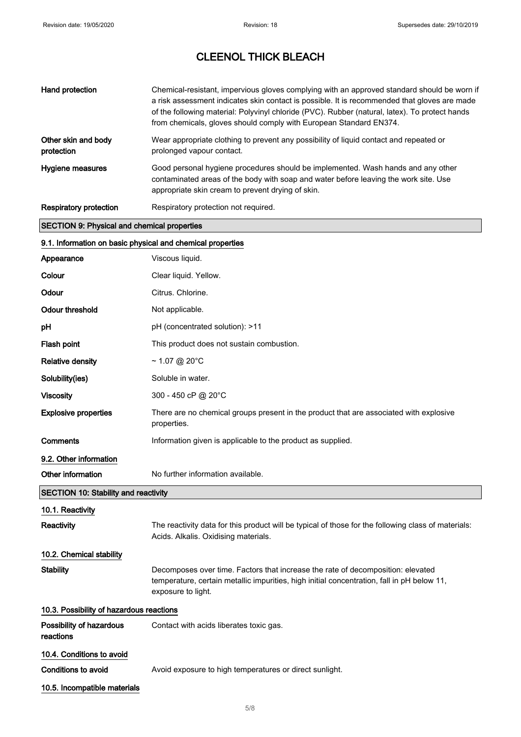# CLEENOL THICK BLEACH

| | |
|---|---|
| **Hand protection** | Chemical-resistant, impervious gloves complying with an approved standard should be worn if a risk assessment indicates skin contact is possible. It is recommended that gloves are made of the following material: Polyvinyl chloride (PVC). Rubber (natural, latex). To protect hands from chemicals, gloves should comply with European Standard EN374. |
| **Other skin and body protection** | Wear appropriate clothing to prevent any possibility of liquid contact and repeated or prolonged vapour contact. |
| **Hygiene measures** | Good personal hygiene procedures should be implemented. Wash hands and any other contaminated areas of the body with soap and water before leaving the work site. Use appropriate skin cream to prevent drying of skin. |
| **Respiratory protection** | Respiratory protection not required. |

## SECTION 9: Physical and chemical properties

### 9.1. Information on basic physical and chemical properties

| | |
|---|---|
| **Appearance** | Viscous liquid. |
| **Colour** | Clear liquid. Yellow. |
| **Odour** | Citrus. Chlorine. |
| **Odour threshold** | Not applicable. |
| **pH** | pH (concentrated solution): >11 |
| **Flash point** | This product does not sustain combustion. |
| **Relative density** | ~ 1.07 @ 20°C |
| **Solubility(ies)** | Soluble in water. |
| **Viscosity** | 300 - 450 cP @ 20°C |
| **Explosive properties** | There are no chemical groups present in the product that are associated with explosive properties. |
| **Comments** | Information given is applicable to the product as supplied. |

### 9.2. Other information

| | |
|---|---|
| **Other information** | No further information available. |

## SECTION 10: Stability and reactivity

### 10.1. Reactivity

| | |
|---|---|
| **Reactivity** | The reactivity data for this product will be typical of those for the following class of materials: Acids. Alkalis. Oxidising materials. |

### 10.2. Chemical stability

| | |
|---|---|
| **Stability** | Decomposes over time. Factors that increase the rate of decomposition: elevated temperature, certain metallic impurities, high initial concentration, fall in pH below 11, exposure to light. |

### 10.3. Possibility of hazardous reactions

| | |
|---|---|
| **Possibility of hazardous reactions** | Contact with acids liberates toxic gas. |

### 10.4. Conditions to avoid

| | |
|---|---|
| **Conditions to avoid** | Avoid exposure to high temperatures or direct sunlight. |

### 10.5. Incompatible materials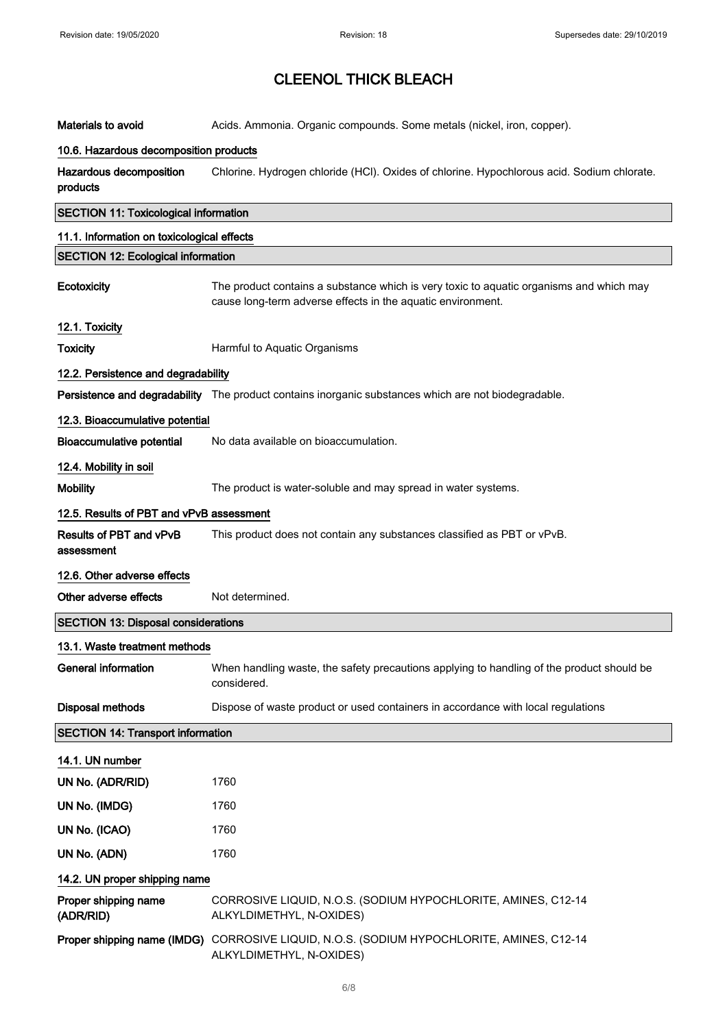# CLEENOL THICK BLEACH

| | |
|---|---|
| **Materials to avoid** | Acids. Ammonia. Organic compounds. Some metals (nickel, iron, copper). |

**10.6. Hazardous decomposition products**

| | |
|---|---|
| **Hazardous decomposition products** | Chlorine. Hydrogen chloride (HCl). Oxides of chlorine. Hypochlorous acid. Sodium chlorate. |

## SECTION 11: Toxicological information

**11.1. Information on toxicological effects**

## SECTION 12: Ecological information

| | |
|---|---|
| **Ecotoxicity** | The product contains a substance which is very toxic to aquatic organisms and which may cause long-term adverse effects in the aquatic environment. |

**12.1. Toxicity**

| | |
|---|---|
| **Toxicity** | Harmful to Aquatic Organisms |

**12.2. Persistence and degradability**

| | |
|---|---|
| **Persistence and degradability** | The product contains inorganic substances which are not biodegradable. |

**12.3. Bioaccumulative potential**

| | |
|---|---|
| **Bioaccumulative potential** | No data available on bioaccumulation. |

**12.4. Mobility in soil**

| | |
|---|---|
| **Mobility** | The product is water-soluble and may spread in water systems. |

**12.5. Results of PBT and vPvB assessment**

| | |
|---|---|
| **Results of PBT and vPvB assessment** | This product does not contain any substances classified as PBT or vPvB. |

**12.6. Other adverse effects**

| | |
|---|---|
| **Other adverse effects** | Not determined. |

## SECTION 13: Disposal considerations

**13.1. Waste treatment methods**

| | |
|---|---|
| **General information** | When handling waste, the safety precautions applying to handling of the product should be considered. |
| **Disposal methods** | Dispose of waste product or used containers in accordance with local regulations |

## SECTION 14: Transport information

**14.1. UN number**

| | |
|---|---|
| **UN No. (ADR/RID)** | 1760 |
| **UN No. (IMDG)** | 1760 |
| **UN No. (ICAO)** | 1760 |
| **UN No. (ADN)** | 1760 |

**14.2. UN proper shipping name**

| | |
|---|---|
| **Proper shipping name (ADR/RID)** | CORROSIVE LIQUID, N.O.S. (SODIUM HYPOCHLORITE, AMINES, C12-14 ALKYLDIMETHYL, N-OXIDES) |
| **Proper shipping name (IMDG)** | CORROSIVE LIQUID, N.O.S. (SODIUM HYPOCHLORITE, AMINES, C12-14 ALKYLDIMETHYL, N-OXIDES) |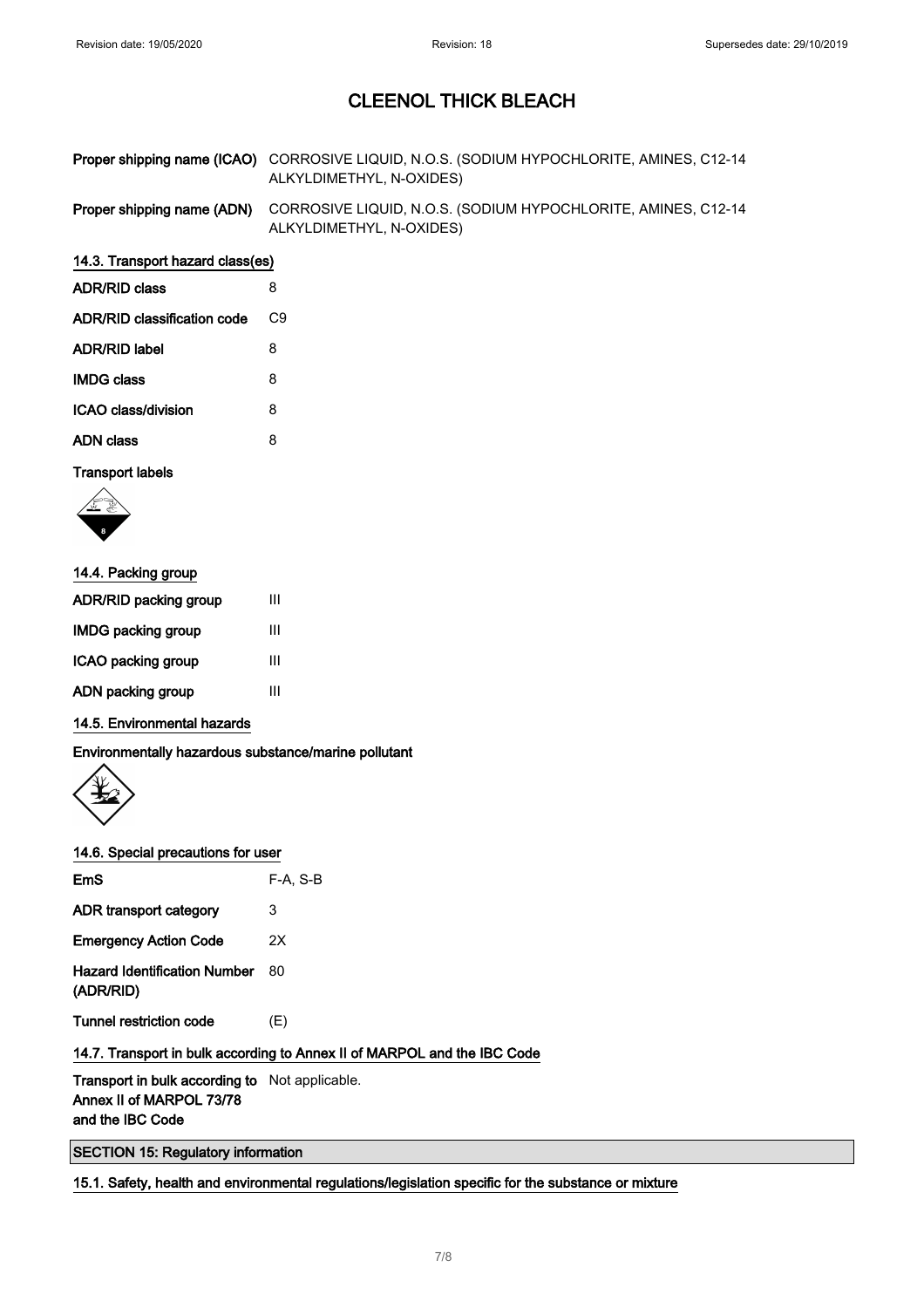# CLEENOL THICK BLEACH

| | |
|---|---|
| **Proper shipping name (ICAO)** | CORROSIVE LIQUID, N.O.S. (SODIUM HYPOCHLORITE, AMINES, C12-14 ALKYLDIMETHYL, N-OXIDES) |
| **Proper shipping name (ADN)** | CORROSIVE LIQUID, N.O.S. (SODIUM HYPOCHLORITE, AMINES, C12-14 ALKYLDIMETHYL, N-OXIDES) |

## 14.3. Transport hazard class(es)

| | |
|---|---|
| **ADR/RID class** | 8 |
| **ADR/RID classification code** | C9 |
| **ADR/RID label** | 8 |
| **IMDG class** | 8 |
| **ICAO class/division** | 8 |
| **ADN class** | 8 |

**Transport labels**

## 14.4. Packing group

| | |
|---|---|
| **ADR/RID packing group** | III |
| **IMDG packing group** | III |
| **ICAO packing group** | III |
| **ADN packing group** | III |

## 14.5. Environmental hazards

**Environmentally hazardous substance/marine pollutant**

## 14.6. Special precautions for user

| | |
|---|---|
| **EmS** | F-A, S-B |
| **ADR transport category** | 3 |
| **Emergency Action Code** | 2X |
| **Hazard Identification Number (ADR/RID)** | 80 |
| **Tunnel restriction code** | (E) |

## 14.7. Transport in bulk according to Annex II of MARPOL and the IBC Code

| | |
|---|---|
| **Transport in bulk according to Annex II of MARPOL 73/78 and the IBC Code** | Not applicable. |

## SECTION 15: Regulatory information

### 15.1. Safety, health and environmental regulations/legislation specific for the substance or mixture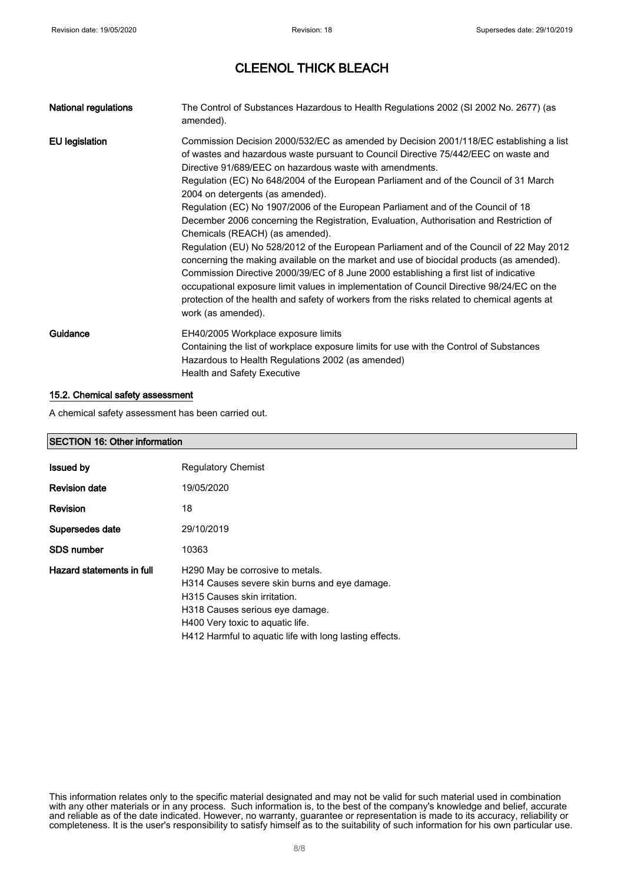# CLEENOL THICK BLEACH

| | |
|---|---|
| **National regulations** | The Control of Substances Hazardous to Health Regulations 2002 (SI 2002 No. 2677) (as amended). |
| **EU legislation** | Commission Decision 2000/532/EC as amended by Decision 2001/118/EC establishing a list of wastes and hazardous waste pursuant to Council Directive 75/442/EEC on waste and Directive 91/689/EEC on hazardous waste with amendments.<br>Regulation (EC) No 648/2004 of the European Parliament and of the Council of 31 March 2004 on detergents (as amended).<br>Regulation (EC) No 1907/2006 of the European Parliament and of the Council of 18 December 2006 concerning the Registration, Evaluation, Authorisation and Restriction of Chemicals (REACH) (as amended).<br>Regulation (EU) No 528/2012 of the European Parliament and of the Council of 22 May 2012 concerning the making available on the market and use of biocidal products (as amended).<br>Commission Directive 2000/39/EC of 8 June 2000 establishing a first list of indicative occupational exposure limit values in implementation of Council Directive 98/24/EC on the protection of the health and safety of workers from the risks related to chemical agents at work (as amended). |
| **Guidance** | EH40/2005 Workplace exposure limits<br>Containing the list of workplace exposure limits for use with the Control of Substances Hazardous to Health Regulations 2002 (as amended)<br>Health and Safety Executive |

### 15.2. Chemical safety assessment

A chemical safety assessment has been carried out.

## SECTION 16: Other information

| | |
|---|---|
| **Issued by** | Regulatory Chemist |
| **Revision date** | 19/05/2020 |
| **Revision** | 18 |
| **Supersedes date** | 29/10/2019 |
| **SDS number** | 10363 |
| **Hazard statements in full** | H290 May be corrosive to metals.<br>H314 Causes severe skin burns and eye damage.<br>H315 Causes skin irritation.<br>H318 Causes serious eye damage.<br>H400 Very toxic to aquatic life.<br>H412 Harmful to aquatic life with long lasting effects. |

This information relates only to the specific material designated and may not be valid for such material used in combination with any other materials or in any process. Such information is, to the best of the company's knowledge and belief, accurate and reliable as of the date indicated. However, no warranty, guarantee or representation is made to its accuracy, reliability or completeness. It is the user's responsibility to satisfy himself as to the suitability of such information for his own particular use.